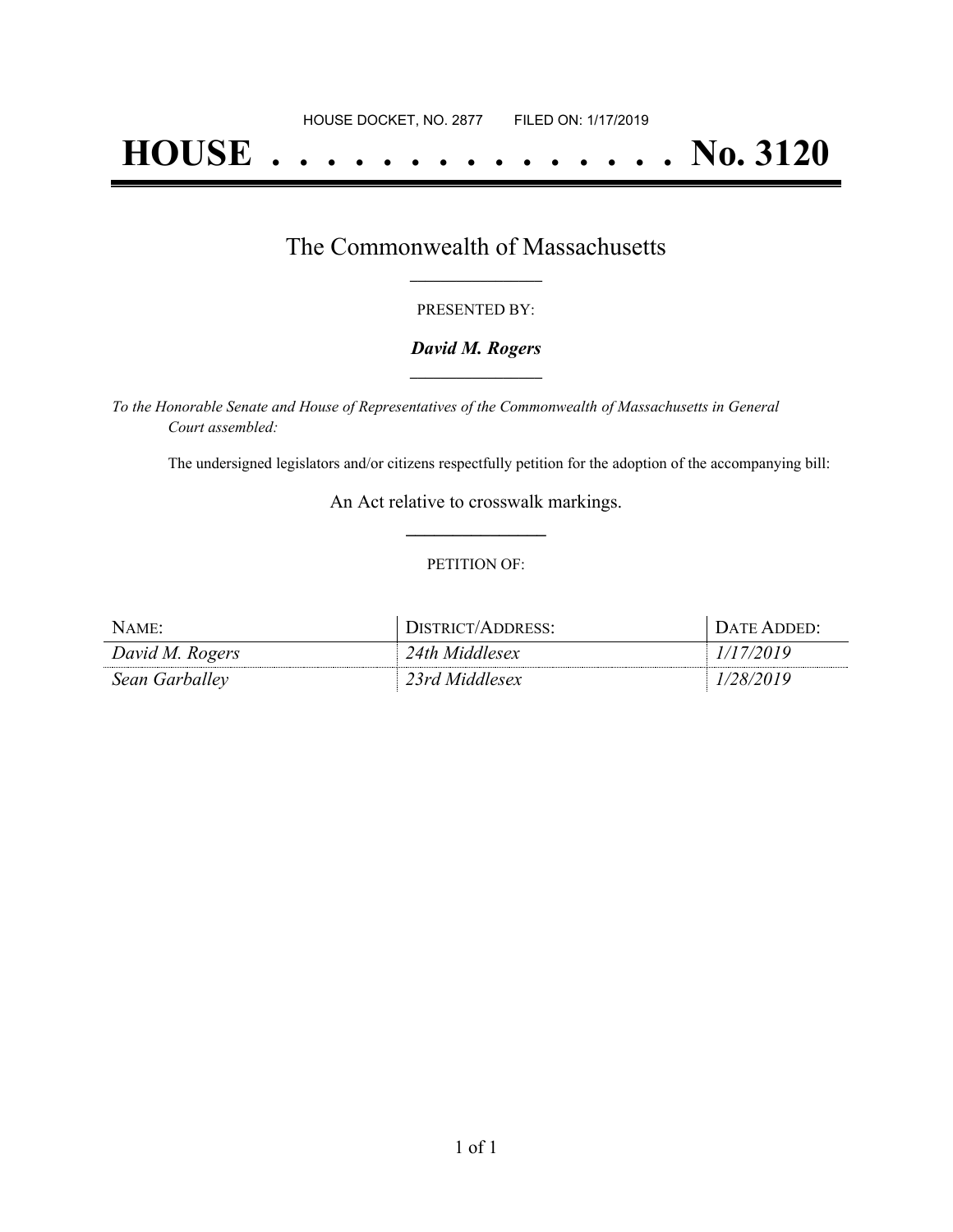HOUSE DOCKET, NO. 2877 FILED ON: 1/17/2019

# HOUSE . . . . . . . . . . . . . . . No. 3120

## The Commonwealth of Massachusetts

PRESENTED BY:

***David M. Rogers***

*To the Honorable Senate and House of Representatives of the Commonwealth of Massachusetts in General Court assembled:*

The undersigned legislators and/or citizens respectfully petition for the adoption of the accompanying bill:

An Act relative to crosswalk markings.

PETITION OF:

| NAME: | DISTRICT/ADDRESS: | DATE ADDED: |
| --- | --- | --- |
| *David M. Rogers* | *24th Middlesex* | *1/17/2019* |
| *Sean Garballey* | *23rd Middlesex* | *1/28/2019* |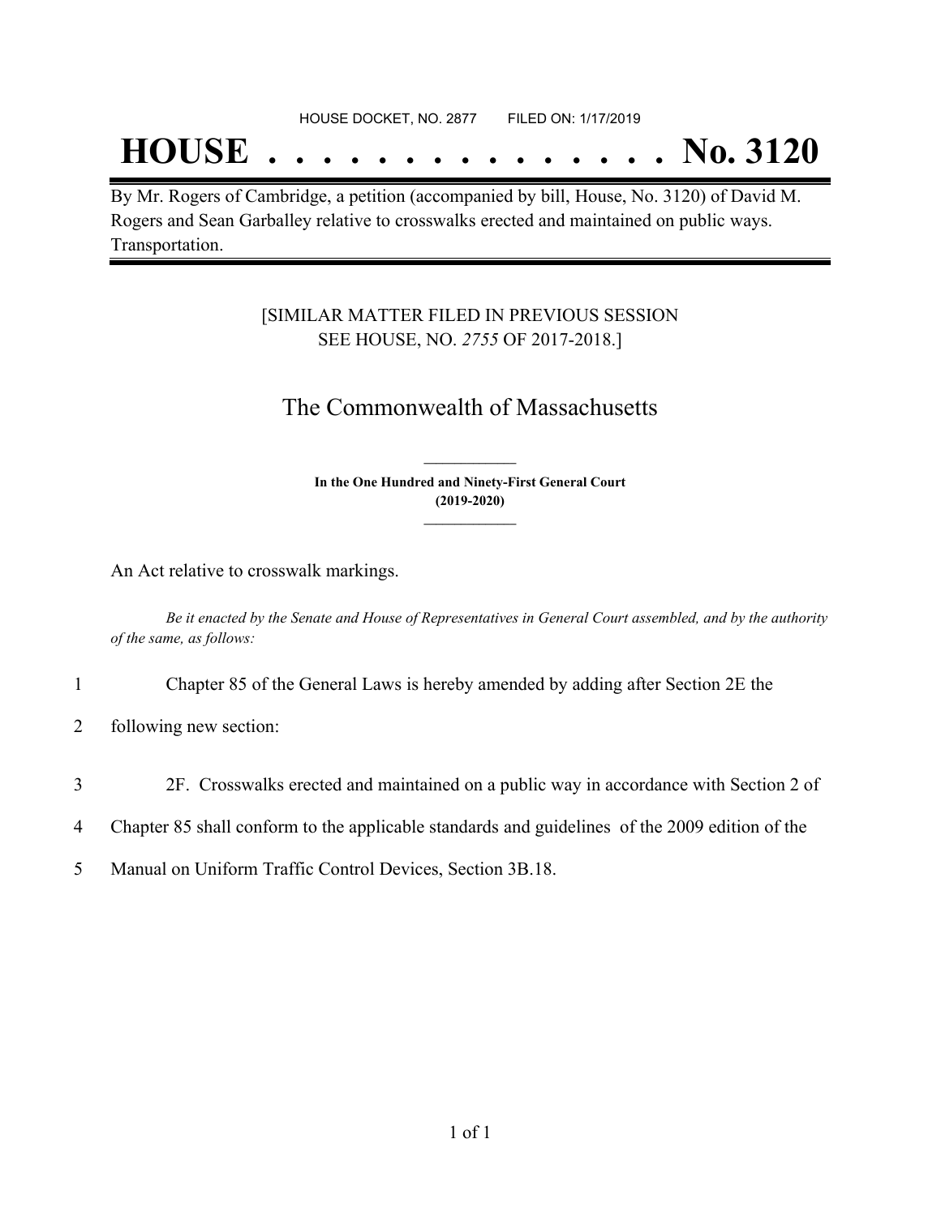HOUSE DOCKET, NO. 2877 FILED ON: 1/17/2019

# HOUSE . . . . . . . . . . . . . . . No. 3120

By Mr. Rogers of Cambridge, a petition (accompanied by bill, House, No. 3120) of David M. Rogers and Sean Garballey relative to crosswalks erected and maintained on public ways. Transportation.

[SIMILAR MATTER FILED IN PREVIOUS SESSION SEE HOUSE, NO. *2755* OF 2017-2018.]

## The Commonwealth of Massachusetts

**In the One Hundred and Ninety-First General Court (2019-2020)**

An Act relative to crosswalk markings.

*Be it enacted by the Senate and House of Representatives in General Court assembled, and by the authority of the same, as follows:*

1 Chapter 85 of the General Laws is hereby amended by adding after Section 2E the
2 following new section:

3 2F. Crosswalks erected and maintained on a public way in accordance with Section 2 of
4 Chapter 85 shall conform to the applicable standards and guidelines of the 2009 edition of the
5 Manual on Uniform Traffic Control Devices, Section 3B.18.